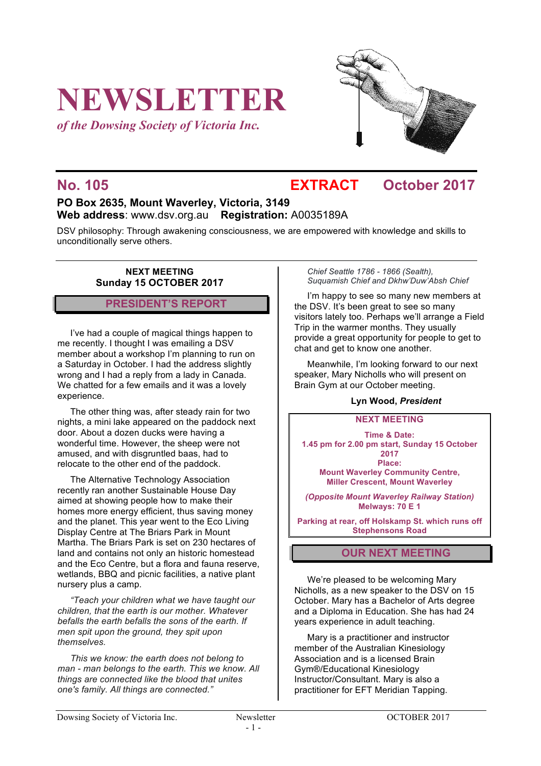# NEWSLETTER

*of the Dowsing Society of Victoria Inc.*

## No. 105 EXTRACT October 2017

**PO Box 2635, Mount Waverley, Victoria, 3149**
**Web address**: www.dsv.org.au **Registration:** A0035189A

DSV philosophy: Through awakening consciousness, we are empowered with knowledge and skills to unconditionally serve others.

**NEXT MEETING**
**Sunday 15 OCTOBER 2017**

## PRESIDENT'S REPORT

I've had a couple of magical things happen to me recently. I thought I was emailing a DSV member about a workshop I'm planning to run on a Saturday in October. I had the address slightly wrong and I had a reply from a lady in Canada. We chatted for a few emails and it was a lovely experience.

The other thing was, after steady rain for two nights, a mini lake appeared on the paddock next door. About a dozen ducks were having a wonderful time. However, the sheep were not amused, and with disgruntled baas, had to relocate to the other end of the paddock.

The Alternative Technology Association recently ran another Sustainable House Day aimed at showing people how to make their homes more energy efficient, thus saving money and the planet. This year went to the Eco Living Display Centre at The Briars Park in Mount Martha. The Briars Park is set on 230 hectares of land and contains not only an historic homestead and the Eco Centre, but a flora and fauna reserve, wetlands, BBQ and picnic facilities, a native plant nursery plus a camp.

*"Teach your children what we have taught our children, that the earth is our mother. Whatever befalls the earth befalls the sons of the earth. If men spit upon the ground, they spit upon themselves.*

*This we know: the earth does not belong to man - man belongs to the earth. This we know. All things are connected like the blood that unites one's family. All things are connected."*

*Chief Seattle 1786 - 1866 (Sealth), Suquamish Chief and Dkhw'Duw'Absh Chief*

I'm happy to see so many new members at the DSV. It's been great to see so many visitors lately too. Perhaps we'll arrange a Field Trip in the warmer months. They usually provide a great opportunity for people to get to chat and get to know one another.

Meanwhile, I'm looking forward to our next speaker, Mary Nicholls who will present on Brain Gym at our October meeting.

**Lyn Wood, *President***

**NEXT MEETING**

**Time & Date:**
**1.45 pm for 2.00 pm start, Sunday 15 October 2017**
**Place:**
**Mount Waverley Community Centre, Miller Crescent, Mount Waverley**

***(Opposite Mount Waverley Railway Station)***
**Melways: 70 E 1**

**Parking at rear, off Holskamp St. which runs off Stephensons Road**

## OUR NEXT MEETING

We're pleased to be welcoming Mary Nicholls, as a new speaker to the DSV on 15 October. Mary has a Bachelor of Arts degree and a Diploma in Education. She has had 24 years experience in adult teaching.

Mary is a practitioner and instructor member of the Australian Kinesiology Association and is a licensed Brain Gym®/Educational Kinesiology Instructor/Consultant. Mary is also a practitioner for EFT Meridian Tapping.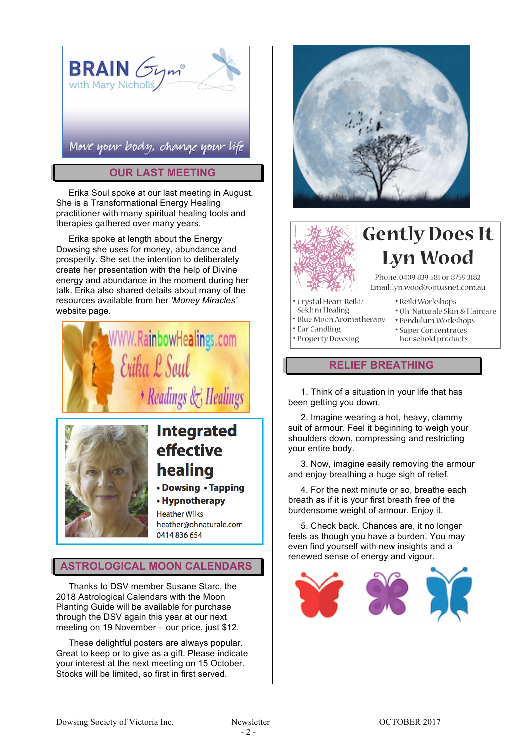BRAIN Gym®
with Mary Nicholls

Move your body, change your life

## OUR LAST MEETING

Erika Soul spoke at our last meeting in August. She is a Transformational Energy Healing practitioner with many spiritual healing tools and therapies gathered over many years.

Erika spoke at length about the Energy Dowsing she uses for money, abundance and prosperity. She set the intention to deliberately create her presentation with the help of Divine energy and abundance in the moment during her talk. Erika also shared details about many of the resources available from her *'Money Miracles'* website page.

WWW.RainbowHealings.com
Erika L Soul
• Readings & Healings

**Integrated effective healing**

- **Dowsing**
- **Tapping**
- **Hypnotherapy**

Heather Wilks
heather@ohnaturale.com
0414 836 654

## ASTROLOGICAL MOON CALENDARS

Thanks to DSV member Susane Starc, the 2018 Astrological Calendars with the Moon Planting Guide will be available for purchase through the DSV again this year at our next meeting on 19 November – our price, just $12.

These delightful posters are always popular. Great to keep or to give as a gift. Please indicate your interest at the next meeting on 15 October. Stocks will be limited, so first in first served.

**Gently Does It**
**Lyn Wood**

Phone: 0409 839 581 or 8759 3182
Email: lyn.wood@optusnet.com.au

- Crystal Heart Reiki/ Sekh'm Healing
- Blue Moon Aromatherapy
- Ear Candling
- Property Dowsing
- Reiki Workshops
- Oh! Naturale Skin & Haircare
- Pendulum Workshops
- Super Concentrates household products

## RELIEF BREATHING

1. Think of a situation in your life that has been getting you down.

2. Imagine wearing a hot, heavy, clammy suit of armour. Feel it beginning to weigh your shoulders down, compressing and restricting your entire body.

3. Now, imagine easily removing the armour and enjoy breathing a huge sigh of relief.

4. For the next minute or so, breathe each breath as if it is your first breath free of the burdensome weight of armour. Enjoy it.

5. Check back. Chances are, it no longer feels as though you have a burden. You may even find yourself with new insights and a renewed sense of energy and vigour.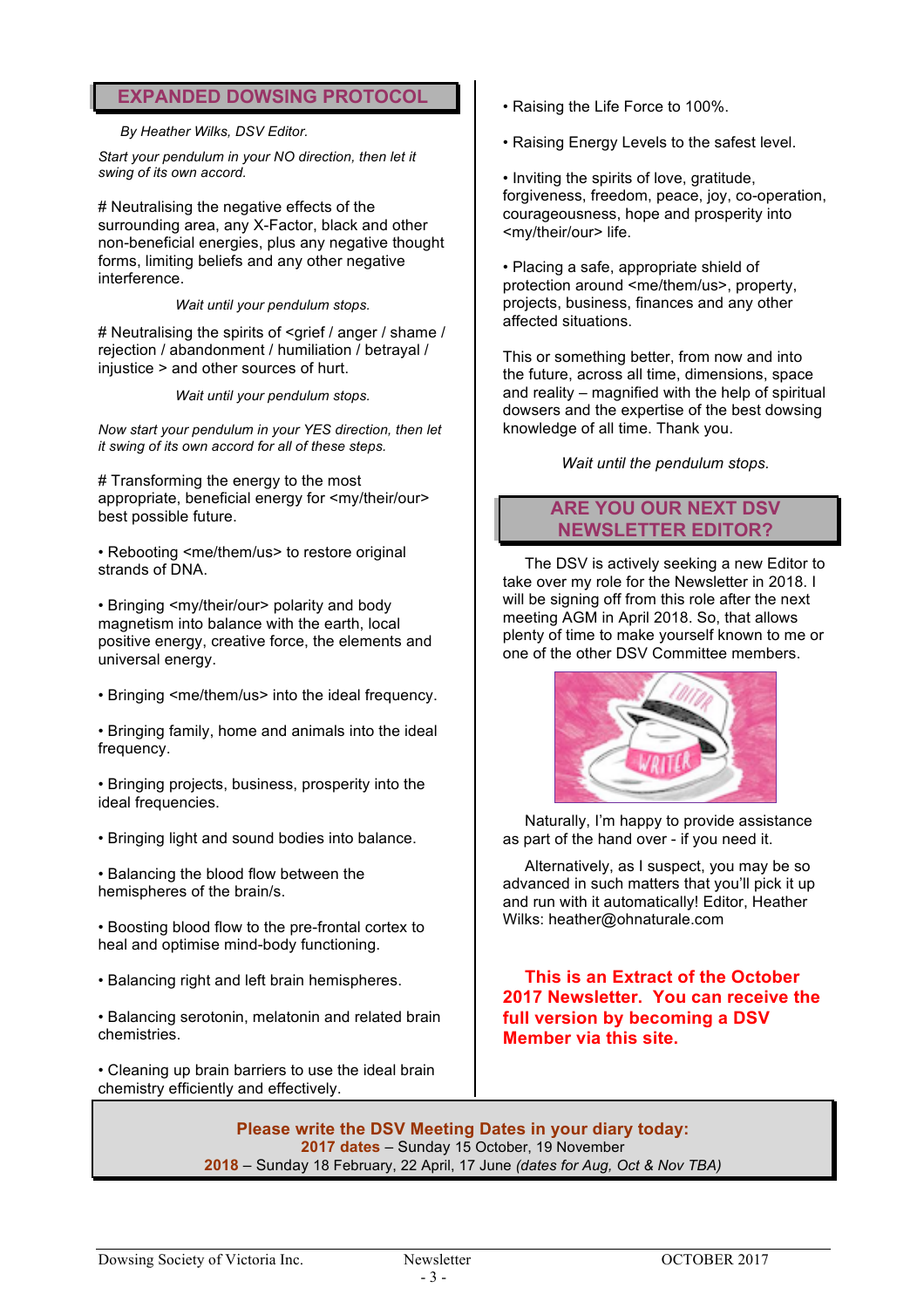## EXPANDED DOWSING PROTOCOL

*By Heather Wilks, DSV Editor.*

*Start your pendulum in your NO direction, then let it swing of its own accord.*

# Neutralising the negative effects of the surrounding area, any X-Factor, black and other non-beneficial energies, plus any negative thought forms, limiting beliefs and any other negative interference.

*Wait until your pendulum stops.*

# Neutralising the spirits of <grief / anger / shame / rejection / abandonment / humiliation / betrayal / injustice > and other sources of hurt.

*Wait until your pendulum stops.*

*Now start your pendulum in your YES direction, then let it swing of its own accord for all of these steps.*

# Transforming the energy to the most appropriate, beneficial energy for <my/their/our> best possible future.

• Rebooting <me/them/us> to restore original strands of DNA.

• Bringing <my/their/our> polarity and body magnetism into balance with the earth, local positive energy, creative force, the elements and universal energy.

• Bringing <me/them/us> into the ideal frequency.

• Bringing family, home and animals into the ideal frequency.

• Bringing projects, business, prosperity into the ideal frequencies.

• Bringing light and sound bodies into balance.

• Balancing the blood flow between the hemispheres of the brain/s.

• Boosting blood flow to the pre-frontal cortex to heal and optimise mind-body functioning.

• Balancing right and left brain hemispheres.

• Balancing serotonin, melatonin and related brain chemistries.

• Cleaning up brain barriers to use the ideal brain chemistry efficiently and effectively.

• Raising the Life Force to 100%.

• Raising Energy Levels to the safest level.

• Inviting the spirits of love, gratitude, forgiveness, freedom, peace, joy, co-operation, courageousness, hope and prosperity into <my/their/our> life.

• Placing a safe, appropriate shield of protection around <me/them/us>, property, projects, business, finances and any other affected situations.

This or something better, from now and into the future, across all time, dimensions, space and reality – magnified with the help of spiritual dowsers and the expertise of the best dowsing knowledge of all time. Thank you.

*Wait until the pendulum stops.*

## ARE YOU OUR NEXT DSV NEWSLETTER EDITOR?

The DSV is actively seeking a new Editor to take over my role for the Newsletter in 2018. I will be signing off from this role after the next meeting AGM in April 2018. So, that allows plenty of time to make yourself known to me or one of the other DSV Committee members.

Naturally, I'm happy to provide assistance as part of the hand over - if you need it.

Alternatively, as I suspect, you may be so advanced in such matters that you'll pick it up and run with it automatically! Editor, Heather Wilks: heather@ohnaturale.com

**This is an Extract of the October 2017 Newsletter. You can receive the full version by becoming a DSV Member via this site.**

**Please write the DSV Meeting Dates in your diary today:**
**2017 dates** – Sunday 15 October, 19 November
**2018** – Sunday 18 February, 22 April, 17 June *(dates for Aug, Oct & Nov TBA)*